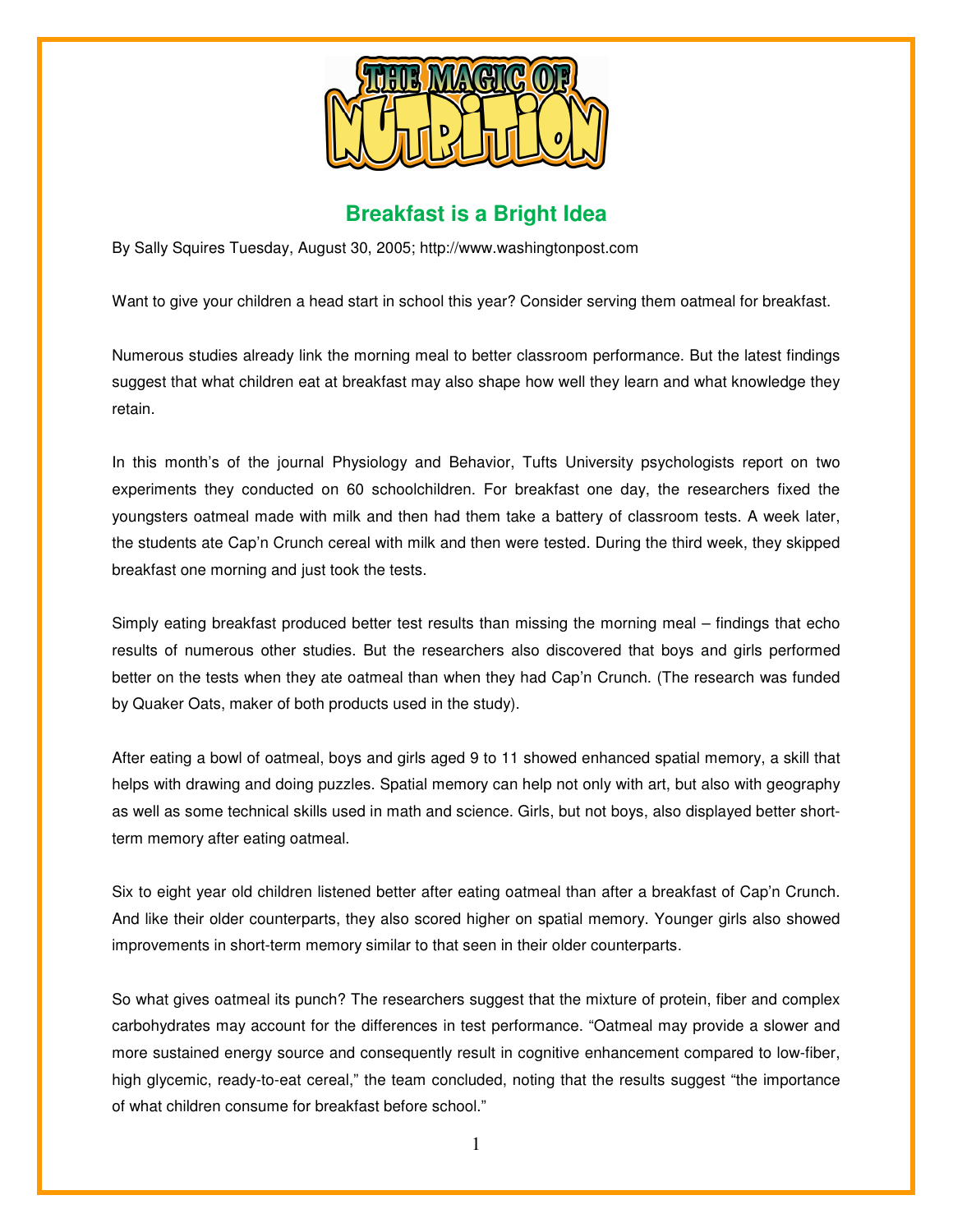# THE MAGIC OF NUTRITION

## Breakfast is a Bright Idea

By Sally Squires Tuesday, August 30, 2005; http://www.washingtonpost.com

Want to give your children a head start in school this year? Consider serving them oatmeal for breakfast.

Numerous studies already link the morning meal to better classroom performance. But the latest findings suggest that what children eat at breakfast may also shape how well they learn and what knowledge they retain.

In this month's of the journal Physiology and Behavior, Tufts University psychologists report on two experiments they conducted on 60 schoolchildren. For breakfast one day, the researchers fixed the youngsters oatmeal made with milk and then had them take a battery of classroom tests. A week later, the students ate Cap'n Crunch cereal with milk and then were tested. During the third week, they skipped breakfast one morning and just took the tests.

Simply eating breakfast produced better test results than missing the morning meal – findings that echo results of numerous other studies. But the researchers also discovered that boys and girls performed better on the tests when they ate oatmeal than when they had Cap'n Crunch. (The research was funded by Quaker Oats, maker of both products used in the study).

After eating a bowl of oatmeal, boys and girls aged 9 to 11 showed enhanced spatial memory, a skill that helps with drawing and doing puzzles. Spatial memory can help not only with art, but also with geography as well as some technical skills used in math and science. Girls, but not boys, also displayed better short-term memory after eating oatmeal.

Six to eight year old children listened better after eating oatmeal than after a breakfast of Cap'n Crunch. And like their older counterparts, they also scored higher on spatial memory. Younger girls also showed improvements in short-term memory similar to that seen in their older counterparts.

So what gives oatmeal its punch? The researchers suggest that the mixture of protein, fiber and complex carbohydrates may account for the differences in test performance. "Oatmeal may provide a slower and more sustained energy source and consequently result in cognitive enhancement compared to low-fiber, high glycemic, ready-to-eat cereal," the team concluded, noting that the results suggest "the importance of what children consume for breakfast before school."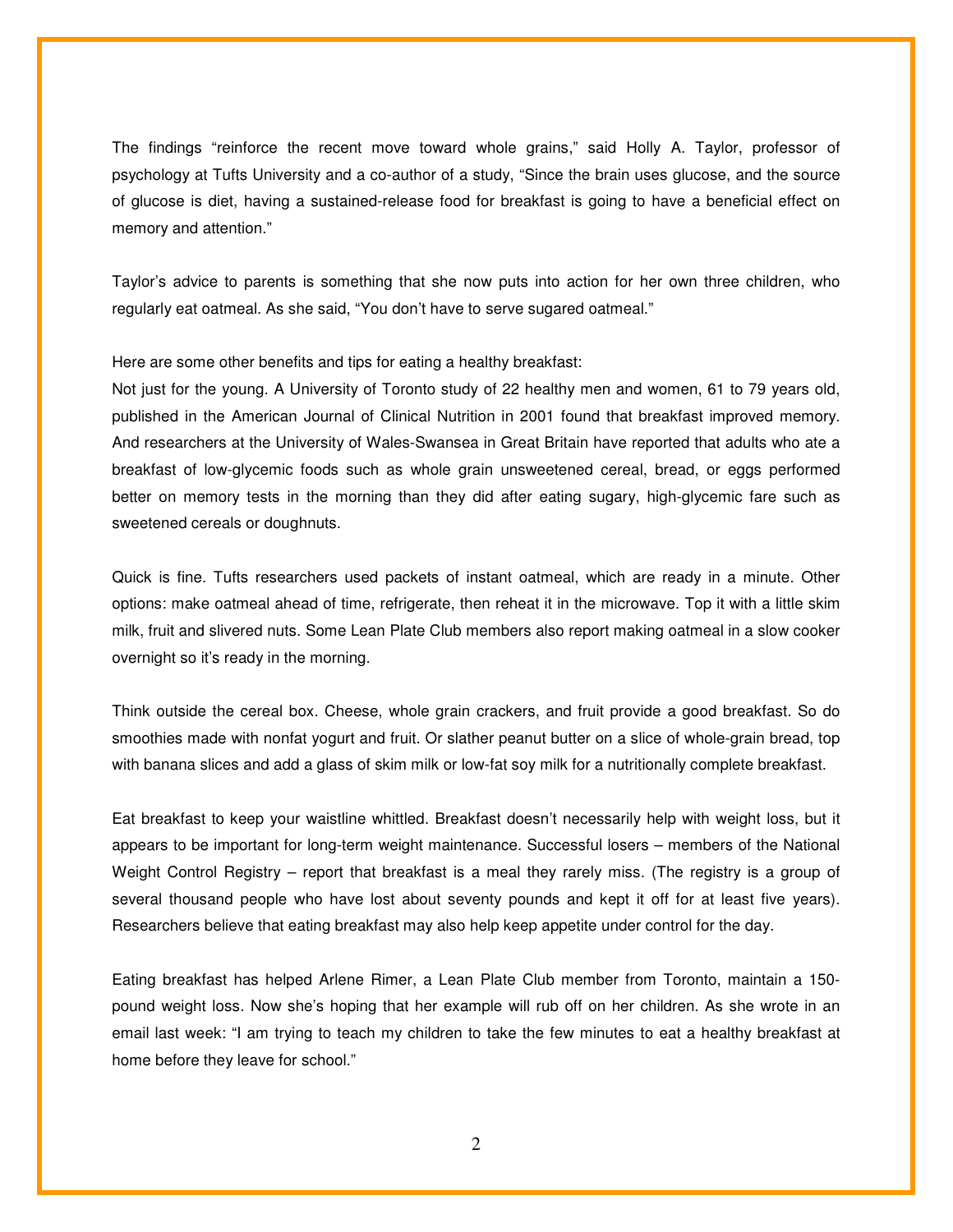The findings "reinforce the recent move toward whole grains," said Holly A. Taylor, professor of psychology at Tufts University and a co-author of a study, "Since the brain uses glucose, and the source of glucose is diet, having a sustained-release food for breakfast is going to have a beneficial effect on memory and attention."

Taylor's advice to parents is something that she now puts into action for her own three children, who regularly eat oatmeal. As she said, "You don't have to serve sugared oatmeal."

Here are some other benefits and tips for eating a healthy breakfast:
Not just for the young. A University of Toronto study of 22 healthy men and women, 61 to 79 years old, published in the American Journal of Clinical Nutrition in 2001 found that breakfast improved memory. And researchers at the University of Wales-Swansea in Great Britain have reported that adults who ate a breakfast of low-glycemic foods such as whole grain unsweetened cereal, bread, or eggs performed better on memory tests in the morning than they did after eating sugary, high-glycemic fare such as sweetened cereals or doughnuts.

Quick is fine. Tufts researchers used packets of instant oatmeal, which are ready in a minute. Other options: make oatmeal ahead of time, refrigerate, then reheat it in the microwave. Top it with a little skim milk, fruit and slivered nuts. Some Lean Plate Club members also report making oatmeal in a slow cooker overnight so it's ready in the morning.

Think outside the cereal box. Cheese, whole grain crackers, and fruit provide a good breakfast. So do smoothies made with nonfat yogurt and fruit. Or slather peanut butter on a slice of whole-grain bread, top with banana slices and add a glass of skim milk or low-fat soy milk for a nutritionally complete breakfast.

Eat breakfast to keep your waistline whittled. Breakfast doesn't necessarily help with weight loss, but it appears to be important for long-term weight maintenance. Successful losers – members of the National Weight Control Registry – report that breakfast is a meal they rarely miss. (The registry is a group of several thousand people who have lost about seventy pounds and kept it off for at least five years). Researchers believe that eating breakfast may also help keep appetite under control for the day.

Eating breakfast has helped Arlene Rimer, a Lean Plate Club member from Toronto, maintain a 150-pound weight loss. Now she's hoping that her example will rub off on her children. As she wrote in an email last week: "I am trying to teach my children to take the few minutes to eat a healthy breakfast at home before they leave for school."